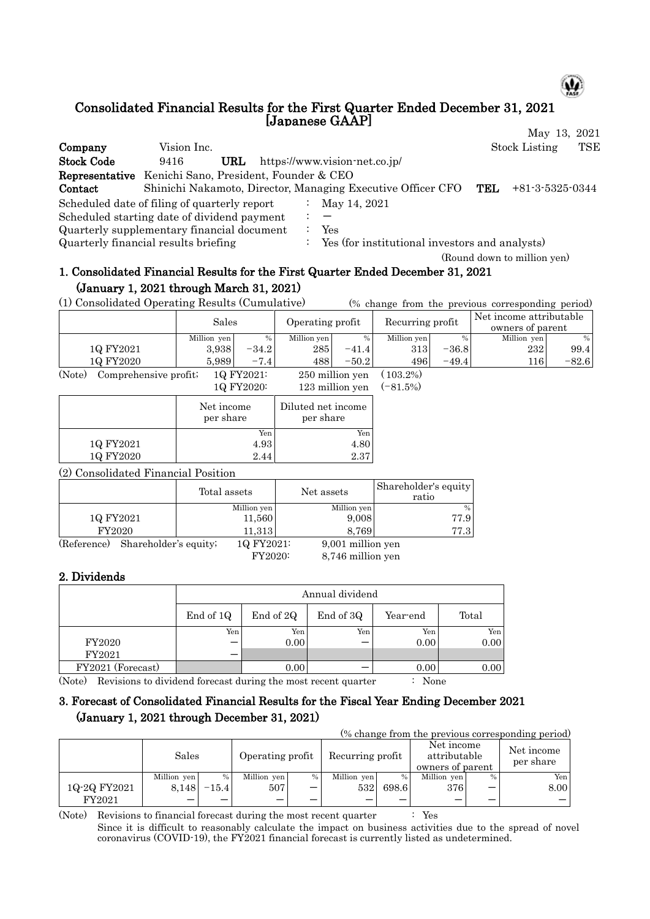# Consolidated Financial Results for the First Quarter Ended December 31, 2021 [Japanese GAAP]

May 13, 2021

| | | | |
|---|---|---|---|
| **Company** | Vision Inc. | Stock Listing | TSE |
| **Stock Code** | 9416 | **URL** | https://www.vision-net.co.jp/ |
| **Representative** | Kenichi Sano, President, Founder & CEO | | |
| **Contact** | Shinichi Nakamoto, Director, Managing Executive Officer CFO | **TEL** | +81-3-5325-0344 |

Scheduled date of filing of quarterly report : May 14, 2021
Scheduled starting date of dividend payment : ―
Quarterly supplementary financial document : Yes
Quarterly financial results briefing : Yes (for institutional investors and analysts)

(Round down to million yen)

## 1. Consolidated Financial Results for the First Quarter Ended December 31, 2021 (January 1, 2021 through March 31, 2021)

(1) Consolidated Operating Results (Cumulative) (% change from the previous corresponding period)

| | Sales | | Operating profit | | Recurring profit | | Net income attributable owners of parent | |
|---|---|---|---|---|---|---|---|---|
| | Million yen | % | Million yen | % | Million yen | % | Million yen | % |
| 1Q FY2021 | 3,938 | −34.2 | 285 | −41.4 | 313 | −36.8 | 232 | 99.4 |
| 1Q FY2020 | 5,989 | −7.4 | 488 | −50.2 | 496 | −49.4 | 116 | −82.6 |

(Note) Comprehensive profit; 1Q FY2021: 250 million yen (103.2%)
1Q FY2020: 123 million yen (−81.5%)

| | Net income per share | Diluted net income per share |
|---|---|---|
| | Yen | Yen |
| 1Q FY2021 | 4.93 | 4.80 |
| 1Q FY2020 | 2.44 | 2.37 |

(2) Consolidated Financial Position

| | Total assets | Net assets | Shareholder's equity ratio |
|---|---|---|---|
| | Million yen | Million yen | % |
| 1Q FY2021 | 11,560 | 9,008 | 77.9 |
| FY2020 | 11,313 | 8,769 | 77.3 |

(Reference) Shareholder's equity; 1Q FY2021: 9,001 million yen
FY2020: 8,746 million yen

## 2. Dividends

| | Annual dividend | | | | |
|---|---|---|---|---|---|
| | End of 1Q | End of 2Q | End of 3Q | Year-end | Total |
| | Yen | Yen | Yen | Yen | Yen |
| FY2020 | ― | 0.00 | ― | 0.00 | 0.00 |
| FY2021 | ― | | | | |
| FY2021 (Forecast) | | 0.00 | ― | 0.00 | 0.00 |

(Note) Revisions to dividend forecast during the most recent quarter : None

## 3. Forecast of Consolidated Financial Results for the Fiscal Year Ending December 2021 (January 1, 2021 through December 31, 2021)

(% change from the previous corresponding period)

| | Sales | | Operating profit | | Recurring profit | | Net income attributable owners of parent | | Net income per share |
|---|---|---|---|---|---|---|---|---|---|
| | Million yen | % | Million yen | % | Million yen | % | Million yen | % | Yen |
| 1Q-2Q FY2021 | 8,148 | −15.4 | 507 | ― | 532 | 698.6 | 376 | ― | 8.00 |
| FY2021 | ― | ― | ― | ― | ― | ― | ― | ― | ― |

(Note) Revisions to financial forecast during the most recent quarter : Yes
Since it is difficult to reasonably calculate the impact on business activities due to the spread of novel coronavirus (COVID-19), the FY2021 financial forecast is currently listed as undetermined.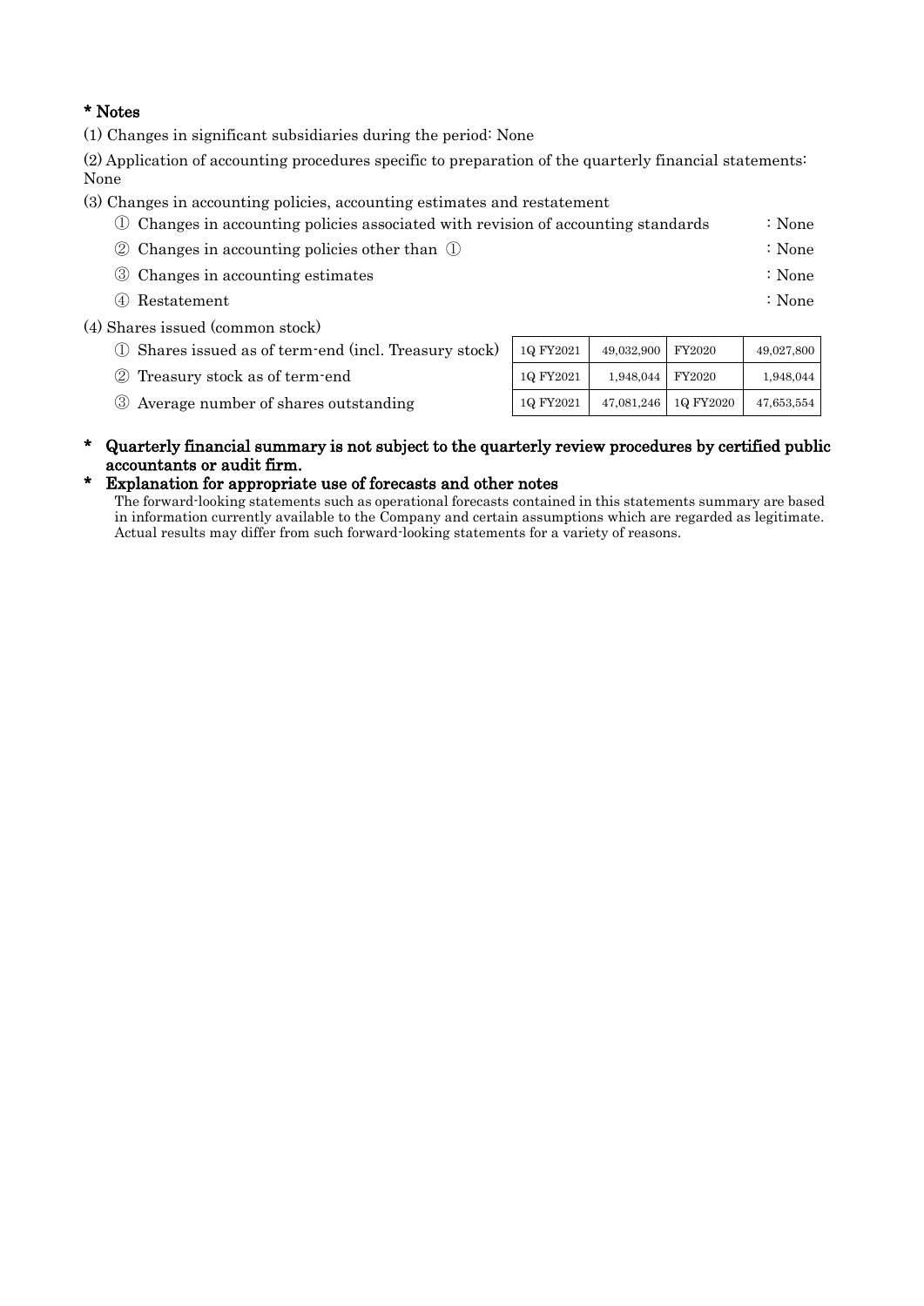**\* Notes**

(1) Changes in significant subsidiaries during the period: None

(2) Application of accounting procedures specific to preparation of the quarterly financial statements: None

(3) Changes in accounting policies, accounting estimates and restatement

① Changes in accounting policies associated with revision of accounting standards : None

② Changes in accounting policies other than ① : None

③ Changes in accounting estimates : None

④ Restatement : None

(4) Shares issued (common stock)

| | | | | |
|---|---|---|---|---|
| ① Shares issued as of term-end (incl. Treasury stock) | 1Q FY2021 | 49,032,900 | FY2020 | 49,027,800 |
| ② Treasury stock as of term-end | 1Q FY2021 | 1,948,044 | FY2020 | 1,948,044 |
| ③ Average number of shares outstanding | 1Q FY2021 | 47,081,246 | 1Q FY2020 | 47,653,554 |

**\* Quarterly financial summary is not subject to the quarterly review procedures by certified public accountants or audit firm.**

**\* Explanation for appropriate use of forecasts and other notes**

The forward-looking statements such as operational forecasts contained in this statements summary are based in information currently available to the Company and certain assumptions which are regarded as legitimate. Actual results may differ from such forward-looking statements for a variety of reasons.